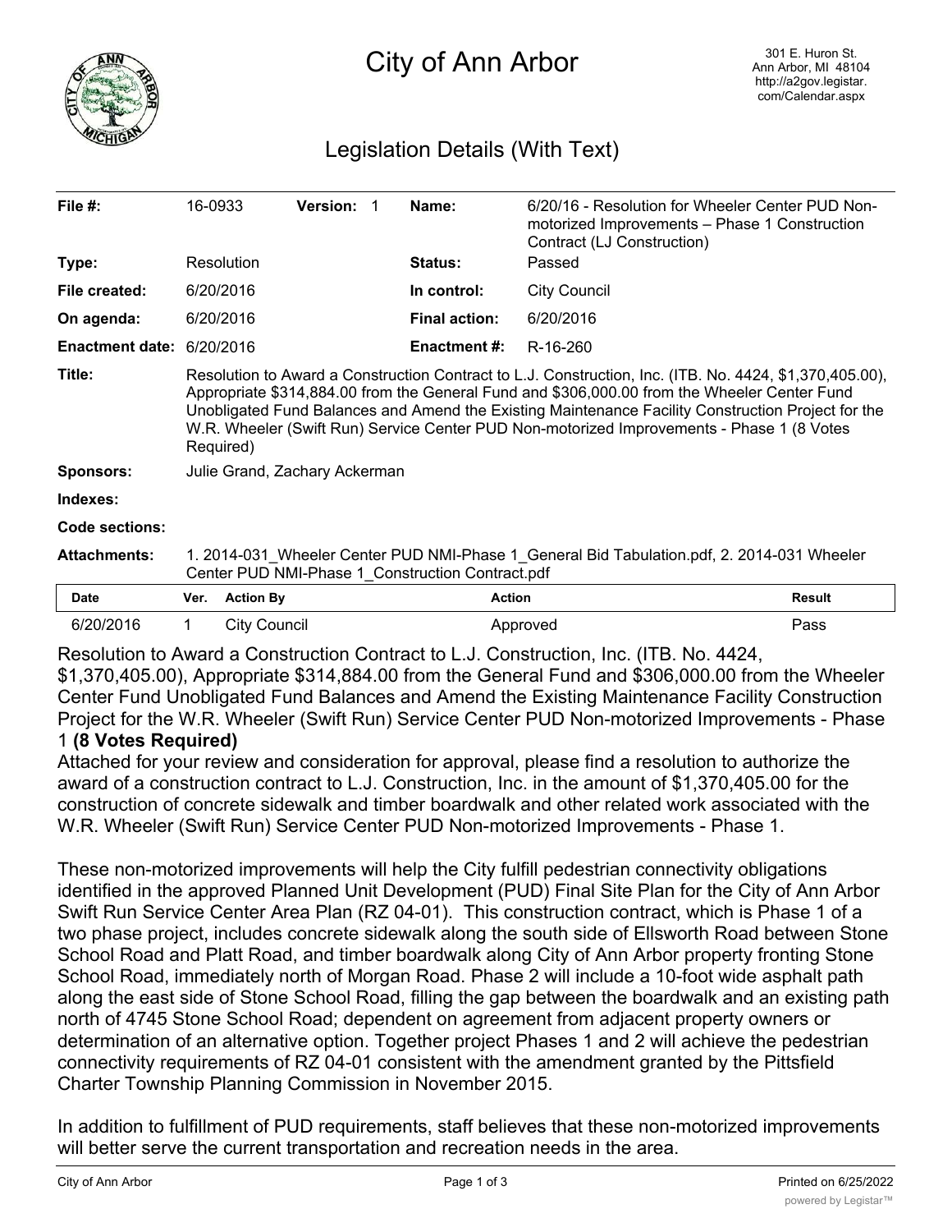# City of Ann Arbor

301 E. Huron St.
Ann Arbor, MI 48104
http://a2gov.legistar.com/Calendar.aspx

## Legislation Details (With Text)

| | | | | | |
|---|---|---|---|---|---|
| **File #:** | 16-0933 | **Version:** 1 | | **Name:** | 6/20/16 - Resolution for Wheeler Center PUD Non-motorized Improvements – Phase 1 Construction Contract (LJ Construction) |
| **Type:** | Resolution | | | **Status:** | Passed |
| **File created:** | 6/20/2016 | | | **In control:** | City Council |
| **On agenda:** | 6/20/2016 | | | **Final action:** | 6/20/2016 |
| **Enactment date:** | 6/20/2016 | | | **Enactment #:** | R-16-260 |

**Title:** Resolution to Award a Construction Contract to L.J. Construction, Inc. (ITB. No. 4424, $1,370,405.00), Appropriate $314,884.00 from the General Fund and $306,000.00 from the Wheeler Center Fund Unobligated Fund Balances and Amend the Existing Maintenance Facility Construction Project for the W.R. Wheeler (Swift Run) Service Center PUD Non-motorized Improvements - Phase 1 (8 Votes Required)

**Sponsors:** Julie Grand, Zachary Ackerman

**Indexes:**

**Code sections:**

**Attachments:** 1. 2014-031_Wheeler Center PUD NMI-Phase 1_General Bid Tabulation.pdf, 2. 2014-031 Wheeler Center PUD NMI-Phase 1_Construction Contract.pdf

| Date | Ver. | Action By | Action | Result |
|---|---|---|---|---|
| 6/20/2016 | 1 | City Council | Approved | Pass |

Resolution to Award a Construction Contract to L.J. Construction, Inc. (ITB. No. 4424, $1,370,405.00), Appropriate $314,884.00 from the General Fund and $306,000.00 from the Wheeler Center Fund Unobligated Fund Balances and Amend the Existing Maintenance Facility Construction Project for the W.R. Wheeler (Swift Run) Service Center PUD Non-motorized Improvements - Phase 1 **(8 Votes Required)**

Attached for your review and consideration for approval, please find a resolution to authorize the award of a construction contract to L.J. Construction, Inc. in the amount of $1,370,405.00 for the construction of concrete sidewalk and timber boardwalk and other related work associated with the W.R. Wheeler (Swift Run) Service Center PUD Non-motorized Improvements - Phase 1.

These non-motorized improvements will help the City fulfill pedestrian connectivity obligations identified in the approved Planned Unit Development (PUD) Final Site Plan for the City of Ann Arbor Swift Run Service Center Area Plan (RZ 04-01). This construction contract, which is Phase 1 of a two phase project, includes concrete sidewalk along the south side of Ellsworth Road between Stone School Road and Platt Road, and timber boardwalk along City of Ann Arbor property fronting Stone School Road, immediately north of Morgan Road. Phase 2 will include a 10-foot wide asphalt path along the east side of Stone School Road, filling the gap between the boardwalk and an existing path north of 4745 Stone School Road; dependent on agreement from adjacent property owners or determination of an alternative option. Together project Phases 1 and 2 will achieve the pedestrian connectivity requirements of RZ 04-01 consistent with the amendment granted by the Pittsfield Charter Township Planning Commission in November 2015.

In addition to fulfillment of PUD requirements, staff believes that these non-motorized improvements will better serve the current transportation and recreation needs in the area.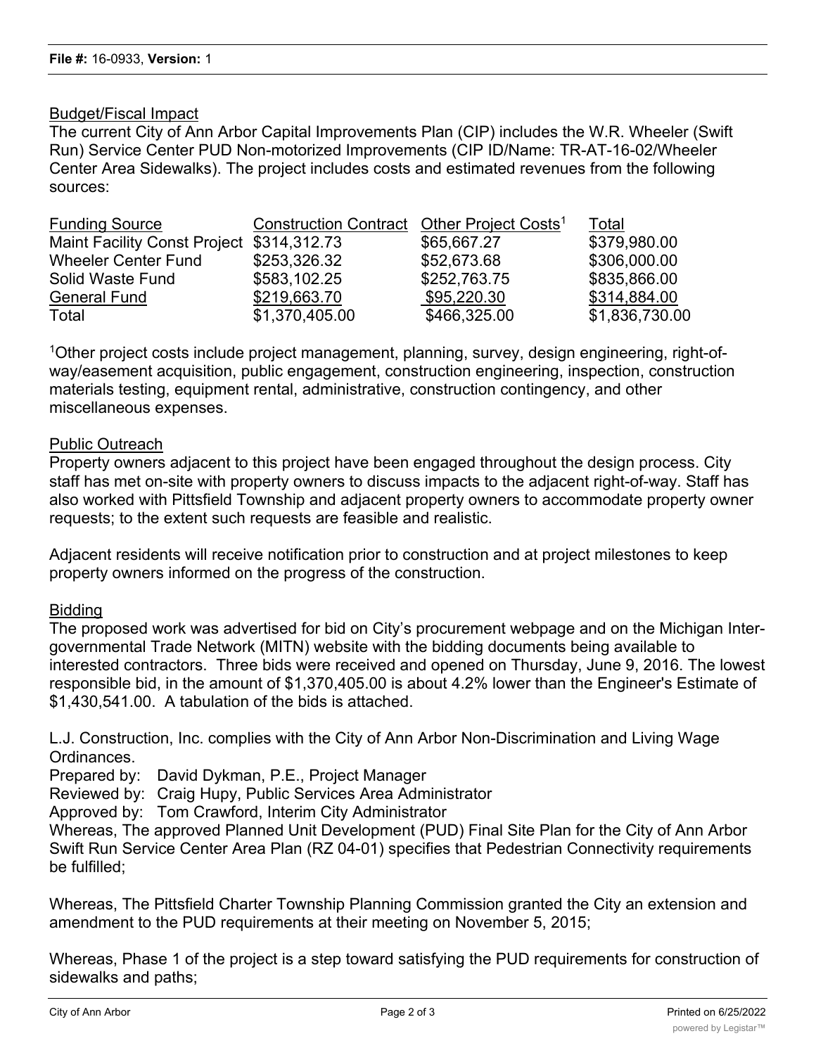Budget/Fiscal Impact

The current City of Ann Arbor Capital Improvements Plan (CIP) includes the W.R. Wheeler (Swift Run) Service Center PUD Non-motorized Improvements (CIP ID/Name: TR-AT-16-02/Wheeler Center Area Sidewalks). The project includes costs and estimated revenues from the following sources:

| Funding Source | Construction Contract | Other Project Costs[1] | Total |
|---|---|---|---|
| Maint Facility Const Project | $314,312.73 | $65,667.27 | $379,980.00 |
| Wheeler Center Fund | $253,326.32 | $52,673.68 | $306,000.00 |
| Solid Waste Fund | $583,102.25 | $252,763.75 | $835,866.00 |
| General Fund | $219,663.70 | $95,220.30 | $314,884.00 |
| Total | $1,370,405.00 | $466,325.00 | $1,836,730.00 |

[1]Other project costs include project management, planning, survey, design engineering, right-of-way/easement acquisition, public engagement, construction engineering, inspection, construction materials testing, equipment rental, administrative, construction contingency, and other miscellaneous expenses.

Public Outreach

Property owners adjacent to this project have been engaged throughout the design process. City staff has met on-site with property owners to discuss impacts to the adjacent right-of-way. Staff has also worked with Pittsfield Township and adjacent property owners to accommodate property owner requests; to the extent such requests are feasible and realistic.

Adjacent residents will receive notification prior to construction and at project milestones to keep property owners informed on the progress of the construction.

Bidding

The proposed work was advertised for bid on City's procurement webpage and on the Michigan Inter-governmental Trade Network (MITN) website with the bidding documents being available to interested contractors. Three bids were received and opened on Thursday, June 9, 2016. The lowest responsible bid, in the amount of $1,370,405.00 is about 4.2% lower than the Engineer's Estimate of $1,430,541.00. A tabulation of the bids is attached.

L.J. Construction, Inc. complies with the City of Ann Arbor Non-Discrimination and Living Wage Ordinances.

Prepared by: David Dykman, P.E., Project Manager
Reviewed by: Craig Hupy, Public Services Area Administrator
Approved by: Tom Crawford, Interim City Administrator

Whereas, The approved Planned Unit Development (PUD) Final Site Plan for the City of Ann Arbor Swift Run Service Center Area Plan (RZ 04-01) specifies that Pedestrian Connectivity requirements be fulfilled;

Whereas, The Pittsfield Charter Township Planning Commission granted the City an extension and amendment to the PUD requirements at their meeting on November 5, 2015;

Whereas, Phase 1 of the project is a step toward satisfying the PUD requirements for construction of sidewalks and paths;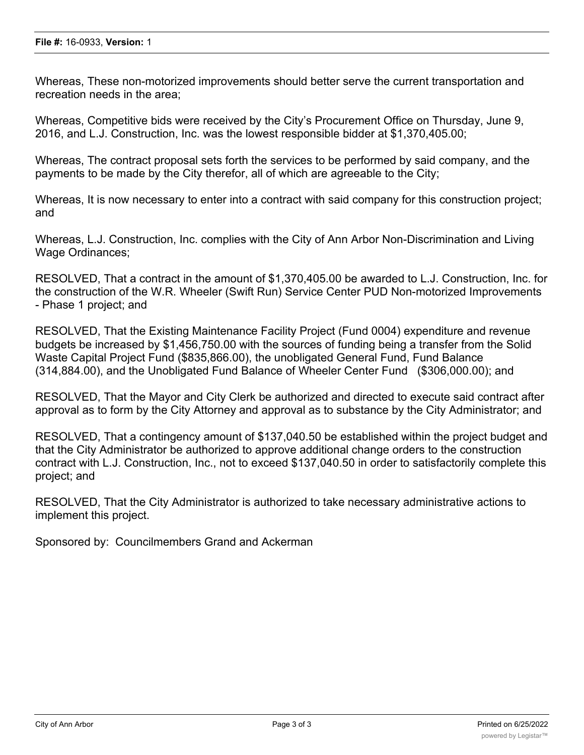Whereas, These non-motorized improvements should better serve the current transportation and recreation needs in the area;

Whereas, Competitive bids were received by the City's Procurement Office on Thursday, June 9, 2016, and L.J. Construction, Inc. was the lowest responsible bidder at $1,370,405.00;

Whereas, The contract proposal sets forth the services to be performed by said company, and the payments to be made by the City therefor, all of which are agreeable to the City;

Whereas, It is now necessary to enter into a contract with said company for this construction project; and

Whereas, L.J. Construction, Inc. complies with the City of Ann Arbor Non-Discrimination and Living Wage Ordinances;

RESOLVED, That a contract in the amount of $1,370,405.00 be awarded to L.J. Construction, Inc. for the construction of the W.R. Wheeler (Swift Run) Service Center PUD Non-motorized Improvements - Phase 1 project; and

RESOLVED, That the Existing Maintenance Facility Project (Fund 0004) expenditure and revenue budgets be increased by $1,456,750.00 with the sources of funding being a transfer from the Solid Waste Capital Project Fund ($835,866.00), the unobligated General Fund, Fund Balance (314,884.00), and the Unobligated Fund Balance of Wheeler Center Fund ($306,000.00); and

RESOLVED, That the Mayor and City Clerk be authorized and directed to execute said contract after approval as to form by the City Attorney and approval as to substance by the City Administrator; and

RESOLVED, That a contingency amount of $137,040.50 be established within the project budget and that the City Administrator be authorized to approve additional change orders to the construction contract with L.J. Construction, Inc., not to exceed $137,040.50 in order to satisfactorily complete this project; and

RESOLVED, That the City Administrator is authorized to take necessary administrative actions to implement this project.

Sponsored by: Councilmembers Grand and Ackerman